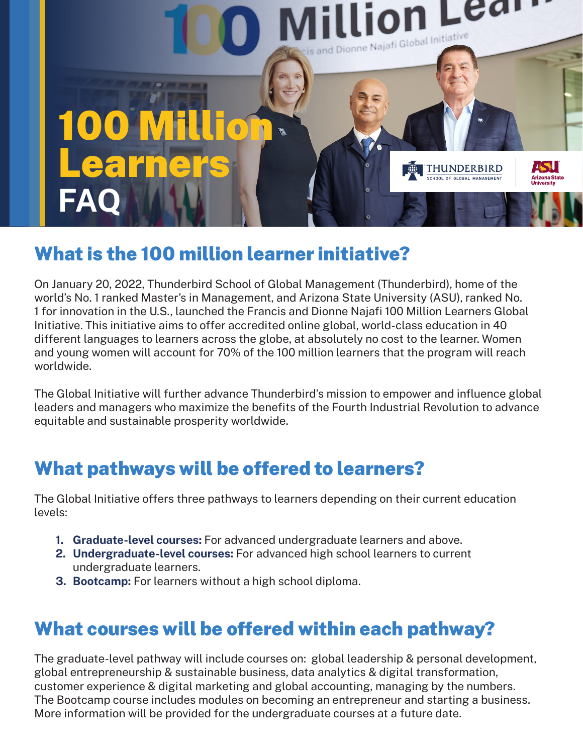# 100 Million Learners FAQ

## What is the 100 million learner initiative?

On January 20, 2022, Thunderbird School of Global Management (Thunderbird), home of the world's No. 1 ranked Master's in Management, and Arizona State University (ASU), ranked No. 1 for innovation in the U.S., launched the Francis and Dionne Najafi 100 Million Learners Global Initiative. This initiative aims to offer accredited online global, world-class education in 40 different languages to learners across the globe, at absolutely no cost to the learner. Women and young women will account for 70% of the 100 million learners that the program will reach worldwide.

The Global Initiative will further advance Thunderbird's mission to empower and influence global leaders and managers who maximize the benefits of the Fourth Industrial Revolution to advance equitable and sustainable prosperity worldwide.

## What pathways will be offered to learners?

The Global Initiative offers three pathways to learners depending on their current education levels:

1. **Graduate-level courses:** For advanced undergraduate learners and above.
2. **Undergraduate-level courses:** For advanced high school learners to current undergraduate learners.
3. **Bootcamp:** For learners without a high school diploma.

## What courses will be offered within each pathway?

The graduate-level pathway will include courses on: global leadership & personal development, global entrepreneurship & sustainable business, data analytics & digital transformation, customer experience & digital marketing and global accounting, managing by the numbers. The Bootcamp course includes modules on becoming an entrepreneur and starting a business. More information will be provided for the undergraduate courses at a future date.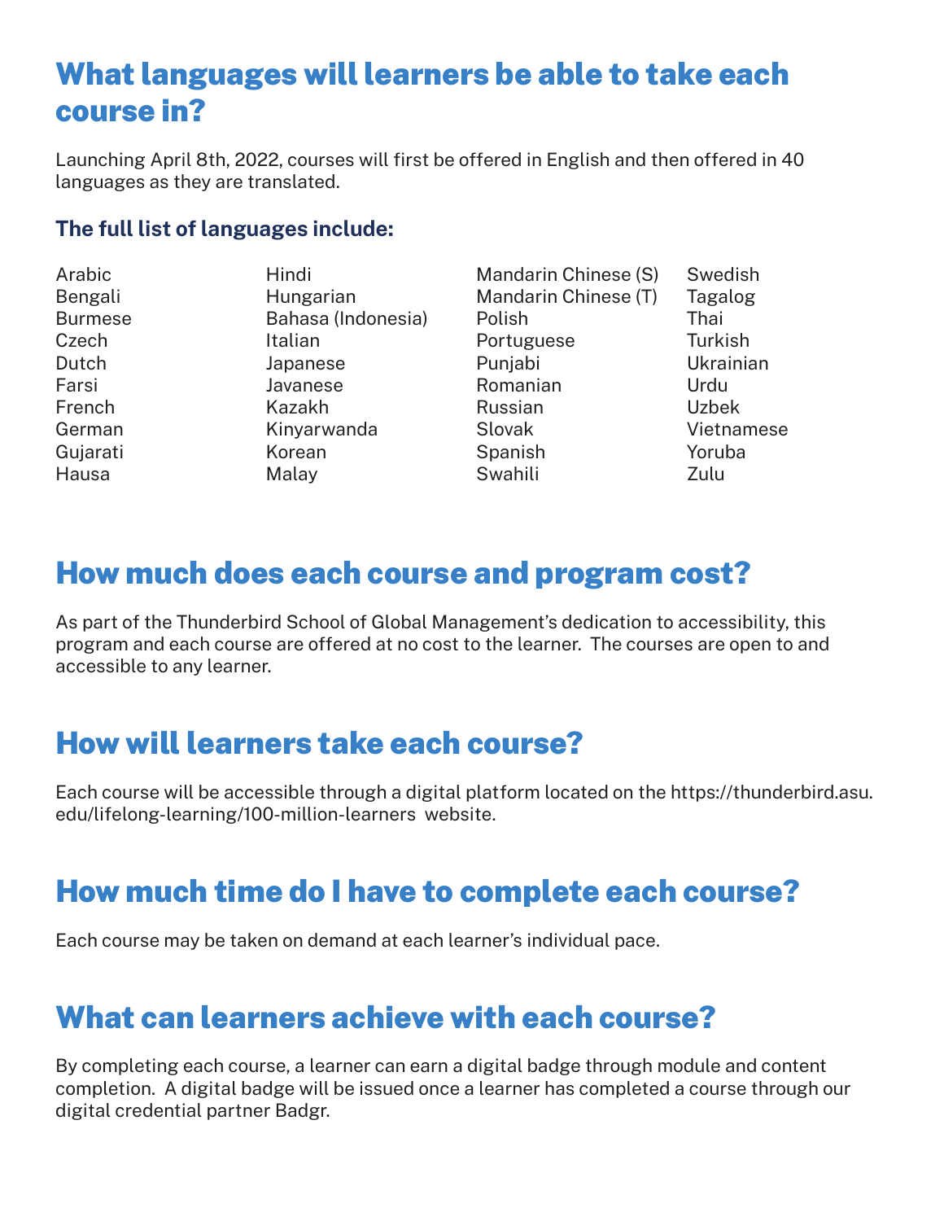## What languages will learners be able to take each course in?

Launching April 8th, 2022, courses will first be offered in English and then offered in 40 languages as they are translated.

### The full list of languages include:

- Arabic
- Bengali
- Burmese
- Czech
- Dutch
- Farsi
- French
- German
- Gujarati
- Hausa
- Hindi
- Hungarian
- Bahasa (Indonesia)
- Italian
- Japanese
- Javanese
- Kazakh
- Kinyarwanda
- Korean
- Malay
- Mandarin Chinese (S)
- Mandarin Chinese (T)
- Polish
- Portuguese
- Punjabi
- Romanian
- Russian
- Slovak
- Spanish
- Swahili
- Swedish
- Tagalog
- Thai
- Turkish
- Ukrainian
- Urdu
- Uzbek
- Vietnamese
- Yoruba
- Zulu

## How much does each course and program cost?

As part of the Thunderbird School of Global Management's dedication to accessibility, this program and each course are offered at no cost to the learner. The courses are open to and accessible to any learner.

## How will learners take each course?

Each course will be accessible through a digital platform located on the https://thunderbird.asu.edu/lifelong-learning/100-million-learners website.

## How much time do I have to complete each course?

Each course may be taken on demand at each learner's individual pace.

## What can learners achieve with each course?

By completing each course, a learner can earn a digital badge through module and content completion. A digital badge will be issued once a learner has completed a course through our digital credential partner Badgr.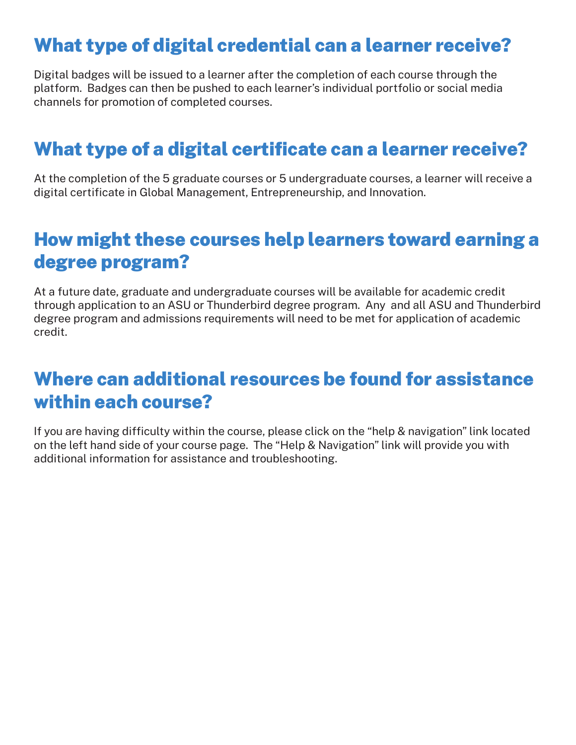## What type of digital credential can a learner receive?

Digital badges will be issued to a learner after the completion of each course through the platform. Badges can then be pushed to each learner's individual portfolio or social media channels for promotion of completed courses.

## What type of a digital certificate can a learner receive?

At the completion of the 5 graduate courses or 5 undergraduate courses, a learner will receive a digital certificate in Global Management, Entrepreneurship, and Innovation.

## How might these courses help learners toward earning a degree program?

At a future date, graduate and undergraduate courses will be available for academic credit through application to an ASU or Thunderbird degree program. Any and all ASU and Thunderbird degree program and admissions requirements will need to be met for application of academic credit.

## Where can additional resources be found for assistance within each course?

If you are having difficulty within the course, please click on the "help & navigation" link located on the left hand side of your course page. The "Help & Navigation" link will provide you with additional information for assistance and troubleshooting.